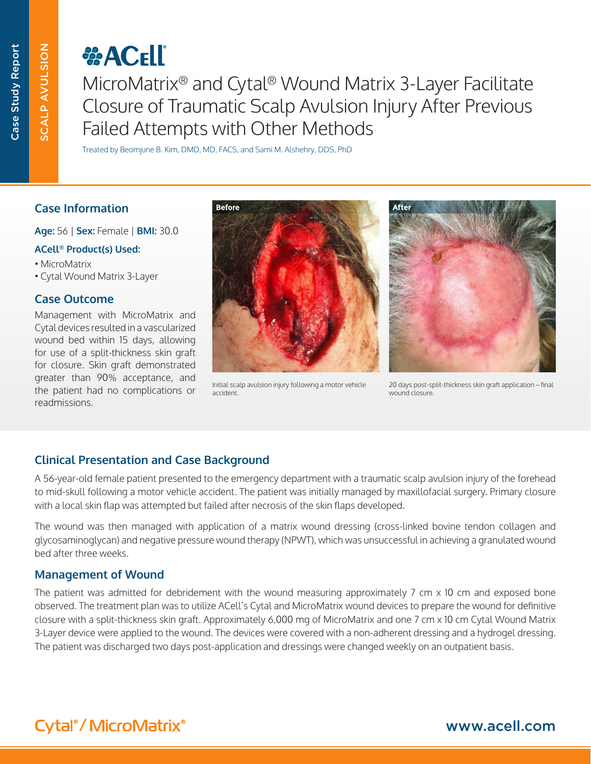Case Study Report

SCALP AVULSION

ACell

# MicroMatrix® and Cytal® Wound Matrix 3-Layer Facilitate Closure of Traumatic Scalp Avulsion Injury After Previous Failed Attempts with Other Methods

Treated by Beomjune B. Kim, DMD, MD, FACS, and Sami M. Alshehry, DDS, PhD

## Case Information

**Age:** 56 | **Sex:** Female | **BMI:** 30.0

**ACell® Product(s) Used:**

- MicroMatrix
- Cytal Wound Matrix 3-Layer

## Case Outcome

Management with MicroMatrix and Cytal devices resulted in a vascularized wound bed within 15 days, allowing for use of a split-thickness skin graft for closure. Skin graft demonstrated greater than 90% acceptance, and the patient had no complications or readmissions.

Before

Initial scalp avulsion injury following a motor vehicle accident.

After

20 days post-split-thickness skin graft application – final wound closure.

## Clinical Presentation and Case Background

A 56-year-old female patient presented to the emergency department with a traumatic scalp avulsion injury of the forehead to mid-skull following a motor vehicle accident. The patient was initially managed by maxillofacial surgery. Primary closure with a local skin flap was attempted but failed after necrosis of the skin flaps developed.

The wound was then managed with application of a matrix wound dressing (cross-linked bovine tendon collagen and glycosaminoglycan) and negative pressure wound therapy (NPWT), which was unsuccessful in achieving a granulated wound bed after three weeks.

## Management of Wound

The patient was admitted for debridement with the wound measuring approximately 7 cm x 10 cm and exposed bone observed. The treatment plan was to utilize ACell's Cytal and MicroMatrix wound devices to prepare the wound for definitive closure with a split-thickness skin graft. Approximately 6,000 mg of MicroMatrix and one 7 cm x 10 cm Cytal Wound Matrix 3-Layer device were applied to the wound. The devices were covered with a non-adherent dressing and a hydrogel dressing. The patient was discharged two days post-application and dressings were changed weekly on an outpatient basis.

Cytal® / MicroMatrix®

www.acell.com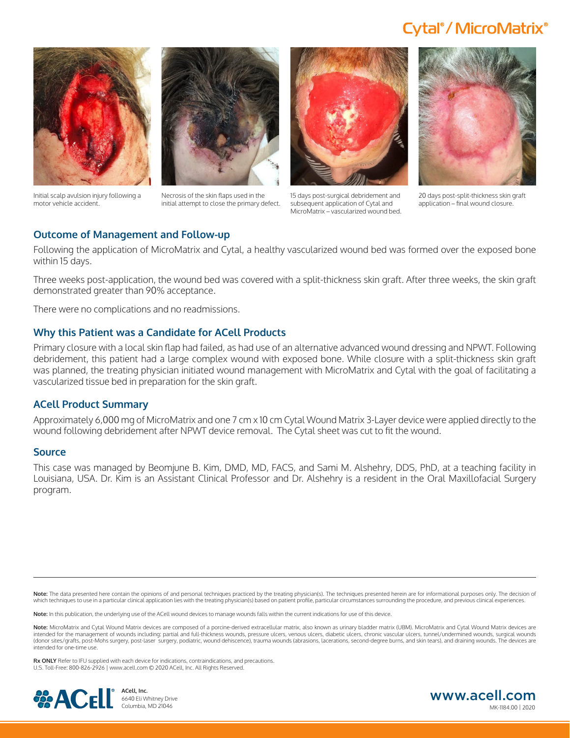Initial scalp avulsion injury following a motor vehicle accident.

Necrosis of the skin flaps used in the initial attempt to close the primary defect.

15 days post-surgical debridement and subsequent application of Cytal and MicroMatrix – vascularized wound bed.

20 days post-split-thickness skin graft application – final wound closure.

## Outcome of Management and Follow-up

Following the application of MicroMatrix and Cytal, a healthy vascularized wound bed was formed over the exposed bone within 15 days.

Three weeks post-application, the wound bed was covered with a split-thickness skin graft. After three weeks, the skin graft demonstrated greater than 90% acceptance.

There were no complications and no readmissions.

## Why this Patient was a Candidate for ACell Products

Primary closure with a local skin flap had failed, as had use of an alternative advanced wound dressing and NPWT. Following debridement, this patient had a large complex wound with exposed bone. While closure with a split-thickness skin graft was planned, the treating physician initiated wound management with MicroMatrix and Cytal with the goal of facilitating a vascularized tissue bed in preparation for the skin graft.

## ACell Product Summary

Approximately 6,000 mg of MicroMatrix and one 7 cm x 10 cm Cytal Wound Matrix 3-Layer device were applied directly to the wound following debridement after NPWT device removal. The Cytal sheet was cut to fit the wound.

## Source

This case was managed by Beomjune B. Kim, DMD, MD, FACS, and Sami M. Alshehry, DDS, PhD, at a teaching facility in Louisiana, USA. Dr. Kim is an Assistant Clinical Professor and Dr. Alshehry is a resident in the Oral Maxillofacial Surgery program.

---

**Note:** The data presented here contain the opinions of and personal techniques practiced by the treating physician(s). The techniques presented herein are for informational purposes only. The decision of which techniques to use in a particular clinical application lies with the treating physician(s) based on patient profile, particular circumstances surrounding the procedure, and previous clinical experiences.

**Note:** In this publication, the underlying use of the ACell wound devices to manage wounds falls within the current indications for use of this device.

**Note:** MicroMatrix and Cytal Wound Matrix devices are composed of a porcine-derived extracellular matrix, also known as urinary bladder matrix (UBM). MicroMatrix and Cytal Wound Matrix devices are intended for the management of wounds including: partial and full-thickness wounds, pressure ulcers, venous ulcers, diabetic ulcers, chronic vascular ulcers, tunnel/undermined wounds, surgical wounds (donor sites/grafts, post-Mohs surgery, post-laser surgery, podiatric, wound dehiscence), trauma wounds (abrasions, lacerations, second-degree burns, and skin tears), and draining wounds. The devices are intended for one-time use.

**Rx ONLY** Refer to IFU supplied with each device for indications, contraindications, and precautions.
U.S. Toll-Free: 800-826-2926 | www.acell.com © 2020 ACell, Inc. All Rights Reserved.

**ACell, Inc.**
6640 Eli Whitney Drive
Columbia, MD 21046

www.acell.com
MK-1184.00 | 2020